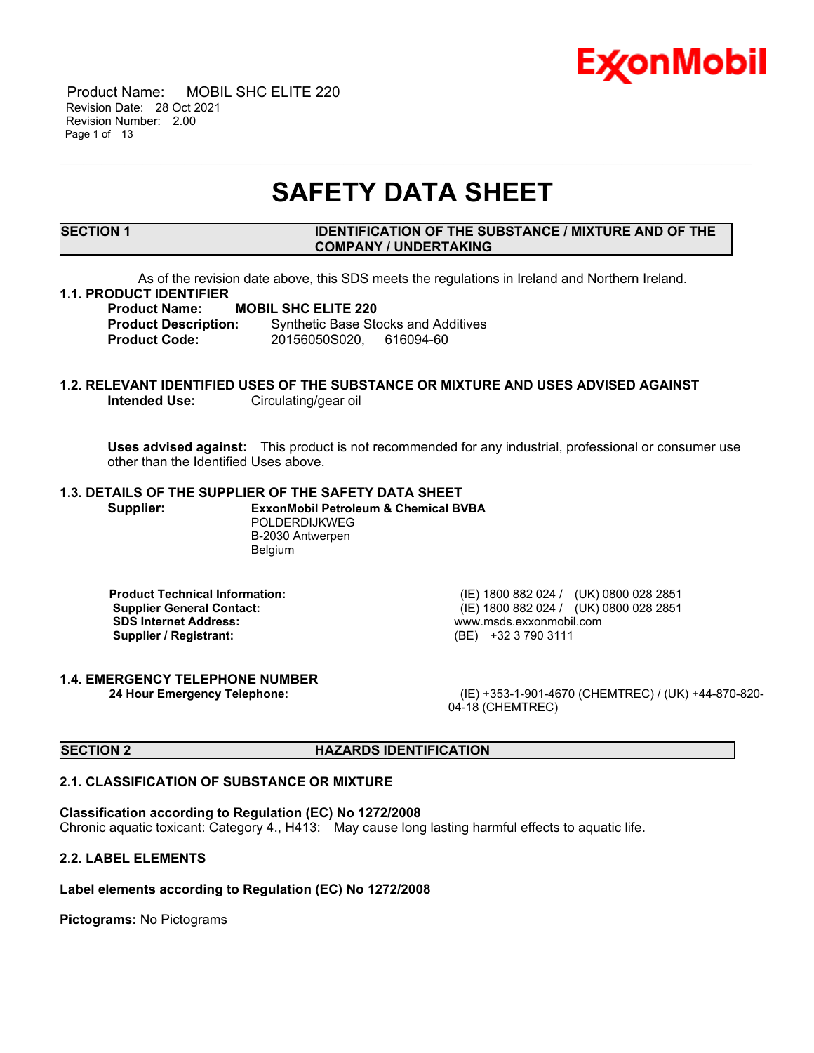Product Name: MOBIL SHC ELITE 220
Revision Date: 28 Oct 2021
Revision Number: 2.00

# SAFETY DATA SHEET

## SECTION 1 IDENTIFICATION OF THE SUBSTANCE / MIXTURE AND OF THE COMPANY / UNDERTAKING

As of the revision date above, this SDS meets the regulations in Ireland and Northern Ireland.

### 1.1. PRODUCT IDENTIFIER

**Product Name:** **MOBIL SHC ELITE 220**
**Product Description:** Synthetic Base Stocks and Additives
**Product Code:** 20156050S020, 616094-60

### 1.2. RELEVANT IDENTIFIED USES OF THE SUBSTANCE OR MIXTURE AND USES ADVISED AGAINST

**Intended Use:** Circulating/gear oil

**Uses advised against:** This product is not recommended for any industrial, professional or consumer use other than the Identified Uses above.

### 1.3. DETAILS OF THE SUPPLIER OF THE SAFETY DATA SHEET

**Supplier:** **ExxonMobil Petroleum & Chemical BVBA**
POLDERDIJKWEG
B-2030 Antwerpen
Belgium

| | |
|---|---|
| **Product Technical Information:** | (IE) 1800 882 024 / (UK) 0800 028 2851 |
| **Supplier General Contact:** | (IE) 1800 882 024 / (UK) 0800 028 2851 |
| **SDS Internet Address:** | www.msds.exxonmobil.com |
| **Supplier / Registrant:** | (BE) +32 3 790 3111 |

### 1.4. EMERGENCY TELEPHONE NUMBER

**24 Hour Emergency Telephone:** (IE) +353-1-901-4670 (CHEMTREC) / (UK) +44-870-820-04-18 (CHEMTREC)

## SECTION 2 HAZARDS IDENTIFICATION

### 2.1. CLASSIFICATION OF SUBSTANCE OR MIXTURE

**Classification according to Regulation (EC) No 1272/2008**
Chronic aquatic toxicant: Category 4., H413: May cause long lasting harmful effects to aquatic life.

### 2.2. LABEL ELEMENTS

**Label elements according to Regulation (EC) No 1272/2008**

**Pictograms:** No Pictograms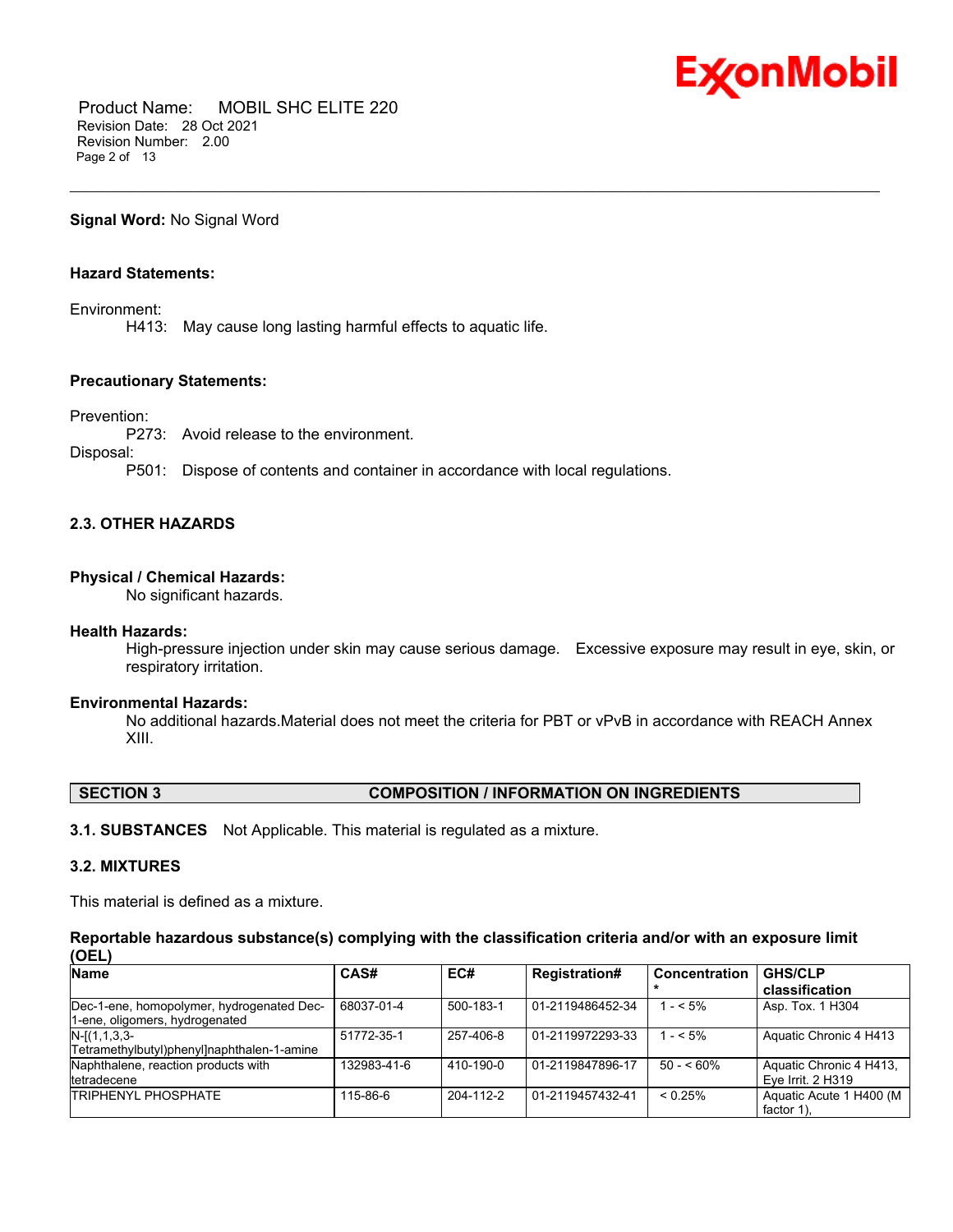**Signal Word:** No Signal Word

**Hazard Statements:**

Environment:

H413: May cause long lasting harmful effects to aquatic life.

**Precautionary Statements:**

Prevention:

P273: Avoid release to the environment.

Disposal:

P501: Dispose of contents and container in accordance with local regulations.

### 2.3. OTHER HAZARDS

**Physical / Chemical Hazards:**

No significant hazards.

**Health Hazards:**

High-pressure injection under skin may cause serious damage. Excessive exposure may result in eye, skin, or respiratory irritation.

**Environmental Hazards:**

No additional hazards.Material does not meet the criteria for PBT or vPvB in accordance with REACH Annex XIII.

## SECTION 3 COMPOSITION / INFORMATION ON INGREDIENTS

**3.1. SUBSTANCES** Not Applicable. This material is regulated as a mixture.

### 3.2. MIXTURES

This material is defined as a mixture.

**Reportable hazardous substance(s) complying with the classification criteria and/or with an exposure limit (OEL)**

| Name | CAS# | EC# | Registration# | Concentration * | GHS/CLP classification |
|---|---|---|---|---|---|
| Dec-1-ene, homopolymer, hydrogenated Dec-1-ene, oligomers, hydrogenated | 68037-01-4 | 500-183-1 | 01-2119486452-34 | 1 - < 5% | Asp. Tox. 1 H304 |
| N-[(1,1,3,3-Tetramethylbutyl)phenyl]naphthalen-1-amine | 51772-35-1 | 257-406-8 | 01-2119972293-33 | 1 - < 5% | Aquatic Chronic 4 H413 |
| Naphthalene, reaction products with tetradecene | 132983-41-6 | 410-190-0 | 01-2119847896-17 | 50 - < 60% | Aquatic Chronic 4 H413, Eye Irrit. 2 H319 |
| TRIPHENYL PHOSPHATE | 115-86-6 | 204-112-2 | 01-2119457432-41 | < 0.25% | Aquatic Acute 1 H400 (M factor 1), |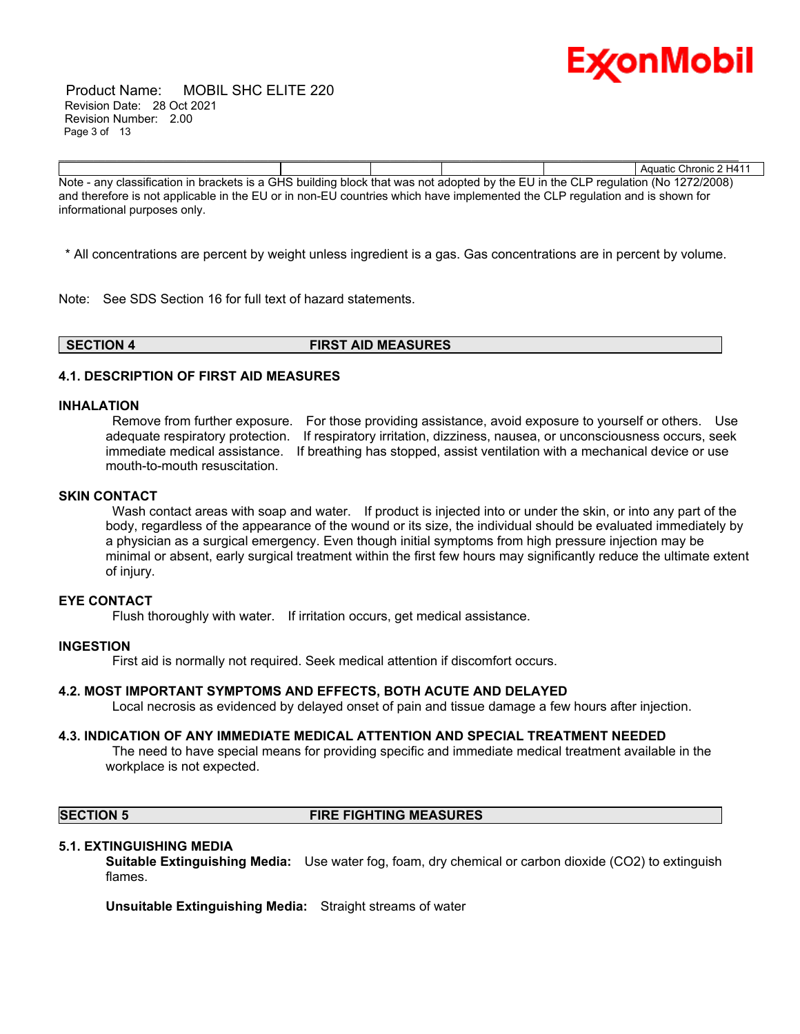| | | | | | |
|---|---|---|---|---|---|
| | | | | | Aquatic Chronic 2 H411 |

Note - any classification in brackets is a GHS building block that was not adopted by the EU in the CLP regulation (No 1272/2008) and therefore is not applicable in the EU or in non-EU countries which have implemented the CLP regulation and is shown for informational purposes only.

* All concentrations are percent by weight unless ingredient is a gas. Gas concentrations are in percent by volume.

Note: See SDS Section 16 for full text of hazard statements.

## SECTION 4 FIRST AID MEASURES

### 4.1. DESCRIPTION OF FIRST AID MEASURES

**INHALATION**

Remove from further exposure. For those providing assistance, avoid exposure to yourself or others. Use adequate respiratory protection. If respiratory irritation, dizziness, nausea, or unconsciousness occurs, seek immediate medical assistance. If breathing has stopped, assist ventilation with a mechanical device or use mouth-to-mouth resuscitation.

**SKIN CONTACT**

Wash contact areas with soap and water. If product is injected into or under the skin, or into any part of the body, regardless of the appearance of the wound or its size, the individual should be evaluated immediately by a physician as a surgical emergency. Even though initial symptoms from high pressure injection may be minimal or absent, early surgical treatment within the first few hours may significantly reduce the ultimate extent of injury.

**EYE CONTACT**

Flush thoroughly with water. If irritation occurs, get medical assistance.

**INGESTION**

First aid is normally not required. Seek medical attention if discomfort occurs.

### 4.2. MOST IMPORTANT SYMPTOMS AND EFFECTS, BOTH ACUTE AND DELAYED

Local necrosis as evidenced by delayed onset of pain and tissue damage a few hours after injection.

### 4.3. INDICATION OF ANY IMMEDIATE MEDICAL ATTENTION AND SPECIAL TREATMENT NEEDED

The need to have special means for providing specific and immediate medical treatment available in the workplace is not expected.

## SECTION 5 FIRE FIGHTING MEASURES

### 5.1. EXTINGUISHING MEDIA

**Suitable Extinguishing Media:** Use water fog, foam, dry chemical or carbon dioxide ($CO_2$) to extinguish flames.

**Unsuitable Extinguishing Media:** Straight streams of water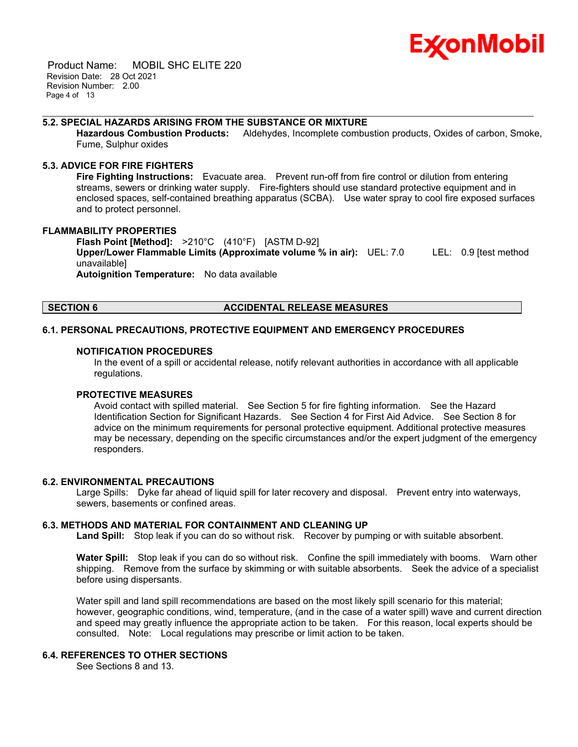### 5.2. SPECIAL HAZARDS ARISING FROM THE SUBSTANCE OR MIXTURE

**Hazardous Combustion Products:** Aldehydes, Incomplete combustion products, Oxides of carbon, Smoke, Fume, Sulphur oxides

### 5.3. ADVICE FOR FIRE FIGHTERS

**Fire Fighting Instructions:** Evacuate area. Prevent run-off from fire control or dilution from entering streams, sewers or drinking water supply. Fire-fighters should use standard protective equipment and in enclosed spaces, self-contained breathing apparatus (SCBA). Use water spray to cool fire exposed surfaces and to protect personnel.

### FLAMMABILITY PROPERTIES

**Flash Point [Method]:** >210°C (410°F) [ASTM D-92]
**Upper/Lower Flammable Limits (Approximate volume % in air):** UEL: 7.0 LEL: 0.9 [test method unavailable]
**Autoignition Temperature:** No data available

## SECTION 6 ACCIDENTAL RELEASE MEASURES

### 6.1. PERSONAL PRECAUTIONS, PROTECTIVE EQUIPMENT AND EMERGENCY PROCEDURES

#### NOTIFICATION PROCEDURES

In the event of a spill or accidental release, notify relevant authorities in accordance with all applicable regulations.

#### PROTECTIVE MEASURES

Avoid contact with spilled material. See Section 5 for fire fighting information. See the Hazard Identification Section for Significant Hazards. See Section 4 for First Aid Advice. See Section 8 for advice on the minimum requirements for personal protective equipment. Additional protective measures may be necessary, depending on the specific circumstances and/or the expert judgment of the emergency responders.

### 6.2. ENVIRONMENTAL PRECAUTIONS

Large Spills: Dyke far ahead of liquid spill for later recovery and disposal. Prevent entry into waterways, sewers, basements or confined areas.

### 6.3. METHODS AND MATERIAL FOR CONTAINMENT AND CLEANING UP

**Land Spill:** Stop leak if you can do so without risk. Recover by pumping or with suitable absorbent.

**Water Spill:** Stop leak if you can do so without risk. Confine the spill immediately with booms. Warn other shipping. Remove from the surface by skimming or with suitable absorbents. Seek the advice of a specialist before using dispersants.

Water spill and land spill recommendations are based on the most likely spill scenario for this material; however, geographic conditions, wind, temperature, (and in the case of a water spill) wave and current direction and speed may greatly influence the appropriate action to be taken. For this reason, local experts should be consulted. Note: Local regulations may prescribe or limit action to be taken.

### 6.4. REFERENCES TO OTHER SECTIONS

See Sections 8 and 13.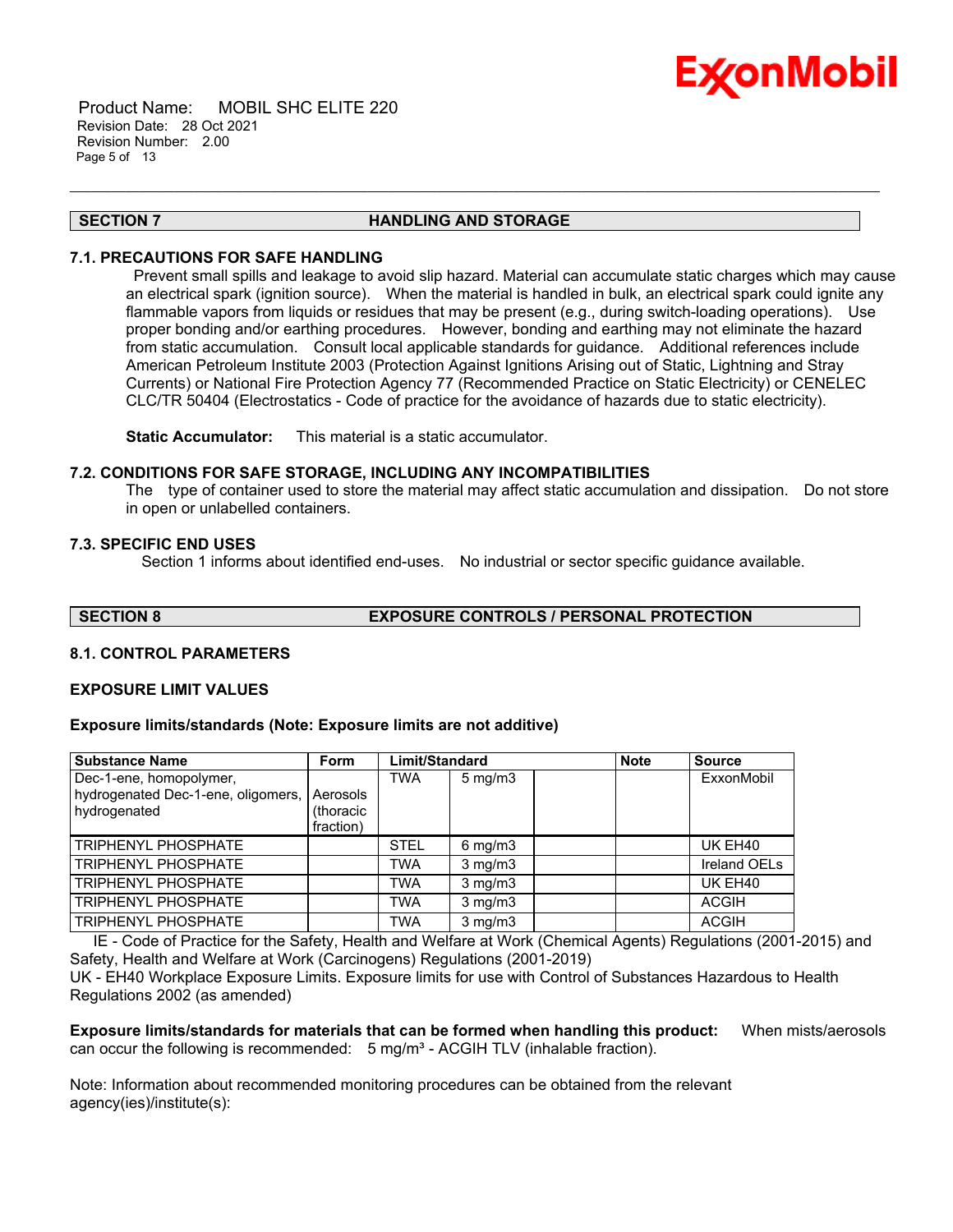## SECTION 7 HANDLING AND STORAGE

### 7.1. PRECAUTIONS FOR SAFE HANDLING

Prevent small spills and leakage to avoid slip hazard. Material can accumulate static charges which may cause an electrical spark (ignition source). When the material is handled in bulk, an electrical spark could ignite any flammable vapors from liquids or residues that may be present (e.g., during switch-loading operations). Use proper bonding and/or earthing procedures. However, bonding and earthing may not eliminate the hazard from static accumulation. Consult local applicable standards for guidance. Additional references include American Petroleum Institute 2003 (Protection Against Ignitions Arising out of Static, Lightning and Stray Currents) or National Fire Protection Agency 77 (Recommended Practice on Static Electricity) or CENELEC CLC/TR 50404 (Electrostatics - Code of practice for the avoidance of hazards due to static electricity).

**Static Accumulator:** This material is a static accumulator.

### 7.2. CONDITIONS FOR SAFE STORAGE, INCLUDING ANY INCOMPATIBILITIES

The type of container used to store the material may affect static accumulation and dissipation. Do not store in open or unlabelled containers.

### 7.3. SPECIFIC END USES

Section 1 informs about identified end-uses. No industrial or sector specific guidance available.

## SECTION 8 EXPOSURE CONTROLS / PERSONAL PROTECTION

### 8.1. CONTROL PARAMETERS

### EXPOSURE LIMIT VALUES

**Exposure limits/standards (Note: Exposure limits are not additive)**

| Substance Name | Form | Limit/Standard | | | Note | Source |
|---|---|---|---|---|---|---|
| Dec-1-ene, homopolymer, hydrogenated Dec-1-ene, oligomers, hydrogenated | Aerosols (thoracic fraction) | TWA | 5 mg/m3 | | | ExxonMobil |
| TRIPHENYL PHOSPHATE | | STEL | 6 mg/m3 | | | UK EH40 |
| TRIPHENYL PHOSPHATE | | TWA | 3 mg/m3 | | | Ireland OELs |
| TRIPHENYL PHOSPHATE | | TWA | 3 mg/m3 | | | UK EH40 |
| TRIPHENYL PHOSPHATE | | TWA | 3 mg/m3 | | | ACGIH |
| TRIPHENYL PHOSPHATE | | TWA | 3 mg/m3 | | | ACGIH |

IE - Code of Practice for the Safety, Health and Welfare at Work (Chemical Agents) Regulations (2001-2015) and Safety, Health and Welfare at Work (Carcinogens) Regulations (2001-2019)
UK - EH40 Workplace Exposure Limits. Exposure limits for use with Control of Substances Hazardous to Health Regulations 2002 (as amended)

**Exposure limits/standards for materials that can be formed when handling this product:** When mists/aerosols can occur the following is recommended: 5 mg/m³ - ACGIH TLV (inhalable fraction).

Note: Information about recommended monitoring procedures can be obtained from the relevant agency(ies)/institute(s):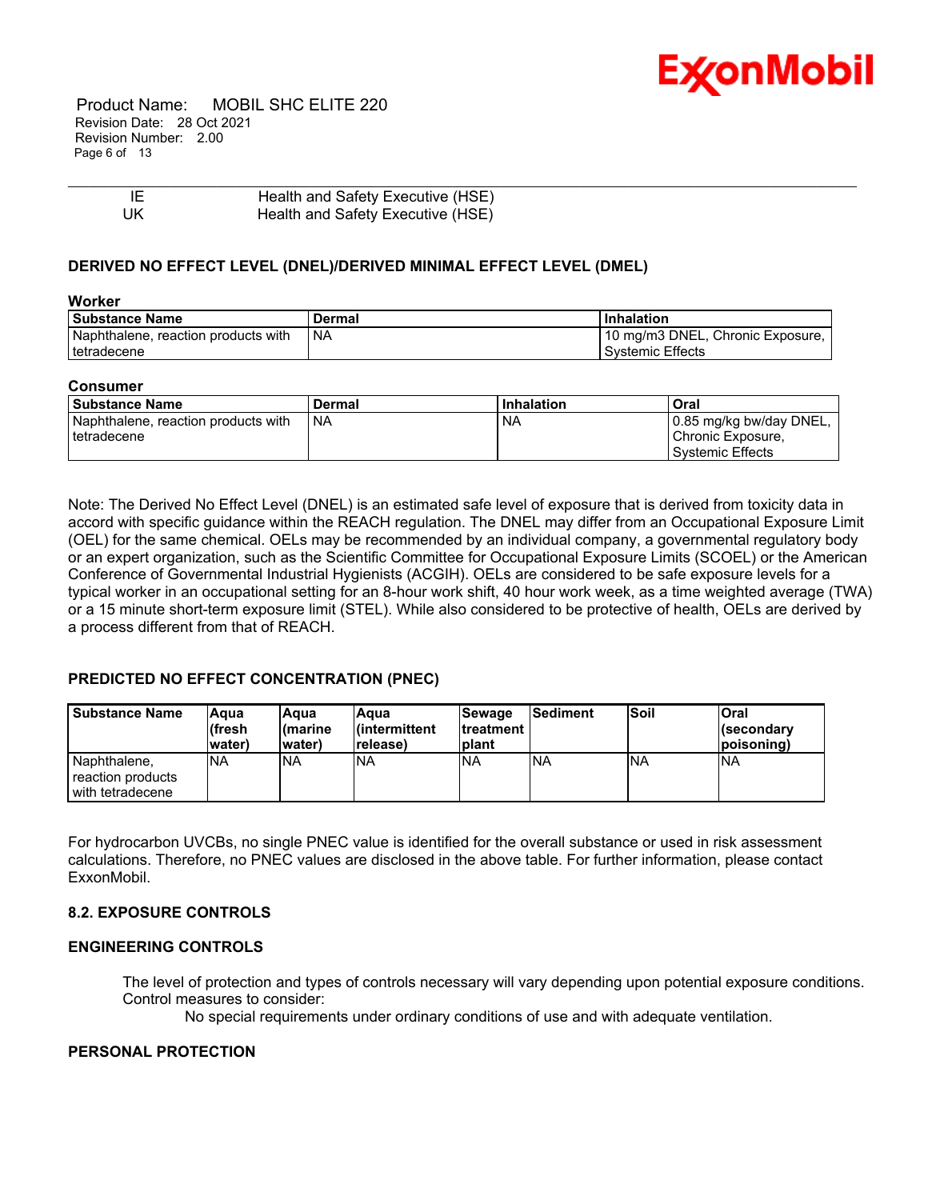| IE | Health and Safety Executive (HSE) |
| --- | --- |
| UK | Health and Safety Executive (HSE) |

### DERIVED NO EFFECT LEVEL (DNEL)/DERIVED MINIMAL EFFECT LEVEL (DMEL)

**Worker**

| Substance Name | Dermal | Inhalation |
| --- | --- | --- |
| Naphthalene, reaction products with tetradecene | NA | 10 mg/m3 DNEL, Chronic Exposure, Systemic Effects |

**Consumer**

| Substance Name | Dermal | Inhalation | Oral |
| --- | --- | --- | --- |
| Naphthalene, reaction products with tetradecene | NA | NA | 0.85 mg/kg bw/day DNEL, Chronic Exposure, Systemic Effects |

Note: The Derived No Effect Level (DNEL) is an estimated safe level of exposure that is derived from toxicity data in accord with specific guidance within the REACH regulation. The DNEL may differ from an Occupational Exposure Limit (OEL) for the same chemical. OELs may be recommended by an individual company, a governmental regulatory body or an expert organization, such as the Scientific Committee for Occupational Exposure Limits (SCOEL) or the American Conference of Governmental Industrial Hygienists (ACGIH). OELs are considered to be safe exposure levels for a typical worker in an occupational setting for an 8-hour work shift, 40 hour work week, as a time weighted average (TWA) or a 15 minute short-term exposure limit (STEL). While also considered to be protective of health, OELs are derived by a process different from that of REACH.

### PREDICTED NO EFFECT CONCENTRATION (PNEC)

| Substance Name | Aqua (fresh water) | Aqua (marine water) | Aqua (intermittent release) | Sewage treatment plant | Sediment | Soil | Oral (secondary poisoning) |
| --- | --- | --- | --- | --- | --- | --- | --- |
| Naphthalene, reaction products with tetradecene | NA | NA | NA | NA | NA | NA | NA |

For hydrocarbon UVCBs, no single PNEC value is identified for the overall substance or used in risk assessment calculations. Therefore, no PNEC values are disclosed in the above table. For further information, please contact ExxonMobil.

### 8.2. EXPOSURE CONTROLS

### ENGINEERING CONTROLS

The level of protection and types of controls necessary will vary depending upon potential exposure conditions. Control measures to consider:

No special requirements under ordinary conditions of use and with adequate ventilation.

### PERSONAL PROTECTION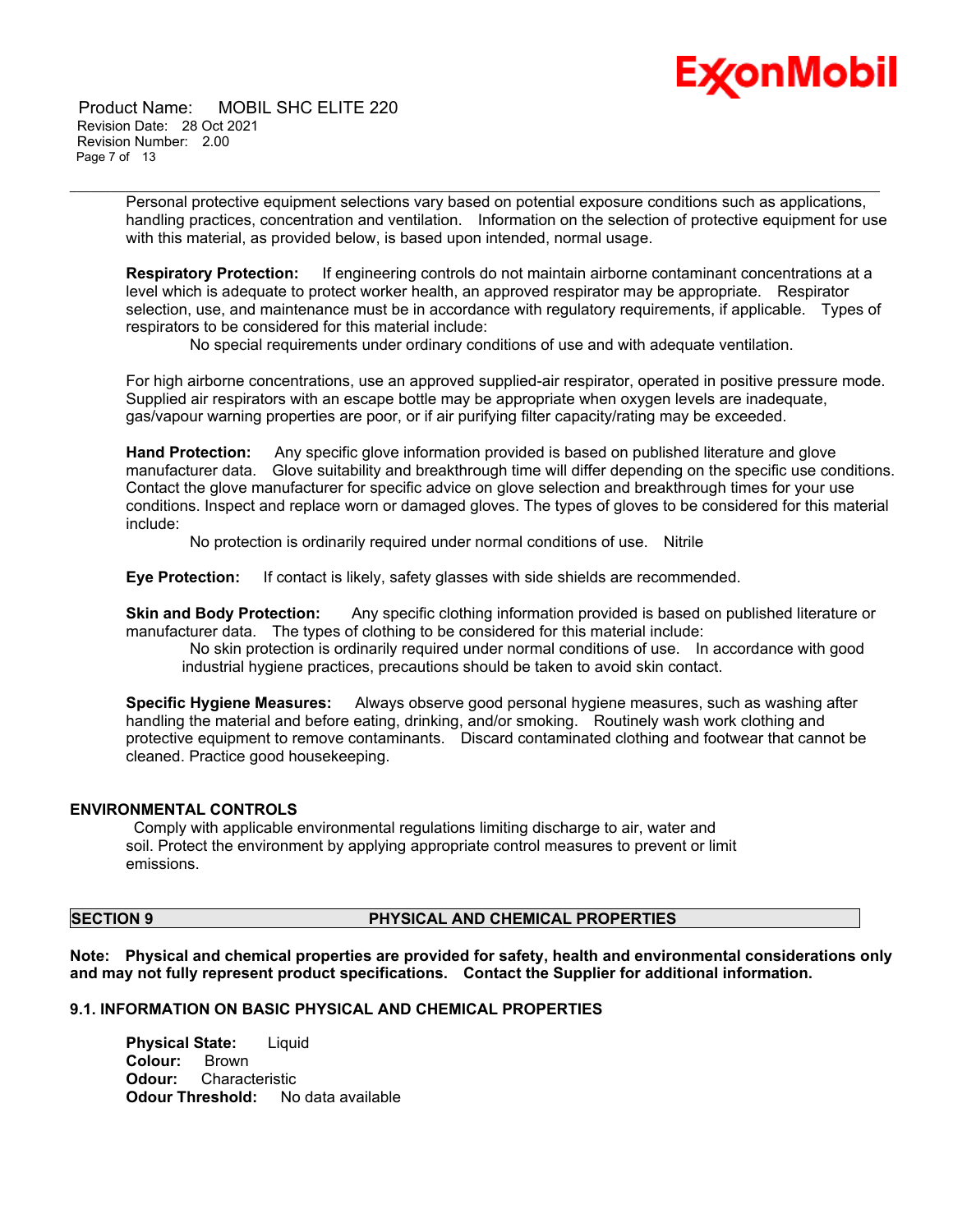Personal protective equipment selections vary based on potential exposure conditions such as applications, handling practices, concentration and ventilation. Information on the selection of protective equipment for use with this material, as provided below, is based upon intended, normal usage.

**Respiratory Protection:** If engineering controls do not maintain airborne contaminant concentrations at a level which is adequate to protect worker health, an approved respirator may be appropriate. Respirator selection, use, and maintenance must be in accordance with regulatory requirements, if applicable. Types of respirators to be considered for this material include:

No special requirements under ordinary conditions of use and with adequate ventilation.

For high airborne concentrations, use an approved supplied-air respirator, operated in positive pressure mode. Supplied air respirators with an escape bottle may be appropriate when oxygen levels are inadequate, gas/vapour warning properties are poor, or if air purifying filter capacity/rating may be exceeded.

**Hand Protection:** Any specific glove information provided is based on published literature and glove manufacturer data. Glove suitability and breakthrough time will differ depending on the specific use conditions. Contact the glove manufacturer for specific advice on glove selection and breakthrough times for your use conditions. Inspect and replace worn or damaged gloves. The types of gloves to be considered for this material include:

No protection is ordinarily required under normal conditions of use. Nitrile

**Eye Protection:** If contact is likely, safety glasses with side shields are recommended.

**Skin and Body Protection:** Any specific clothing information provided is based on published literature or manufacturer data. The types of clothing to be considered for this material include:

No skin protection is ordinarily required under normal conditions of use. In accordance with good industrial hygiene practices, precautions should be taken to avoid skin contact.

**Specific Hygiene Measures:** Always observe good personal hygiene measures, such as washing after handling the material and before eating, drinking, and/or smoking. Routinely wash work clothing and protective equipment to remove contaminants. Discard contaminated clothing and footwear that cannot be cleaned. Practice good housekeeping.

### ENVIRONMENTAL CONTROLS

Comply with applicable environmental regulations limiting discharge to air, water and soil. Protect the environment by applying appropriate control measures to prevent or limit emissions.

## SECTION 9 PHYSICAL AND CHEMICAL PROPERTIES

**Note: Physical and chemical properties are provided for safety, health and environmental considerations only and may not fully represent product specifications. Contact the Supplier for additional information.**

### 9.1. INFORMATION ON BASIC PHYSICAL AND CHEMICAL PROPERTIES

**Physical State:** Liquid
**Colour:** Brown
**Odour:** Characteristic
**Odour Threshold:** No data available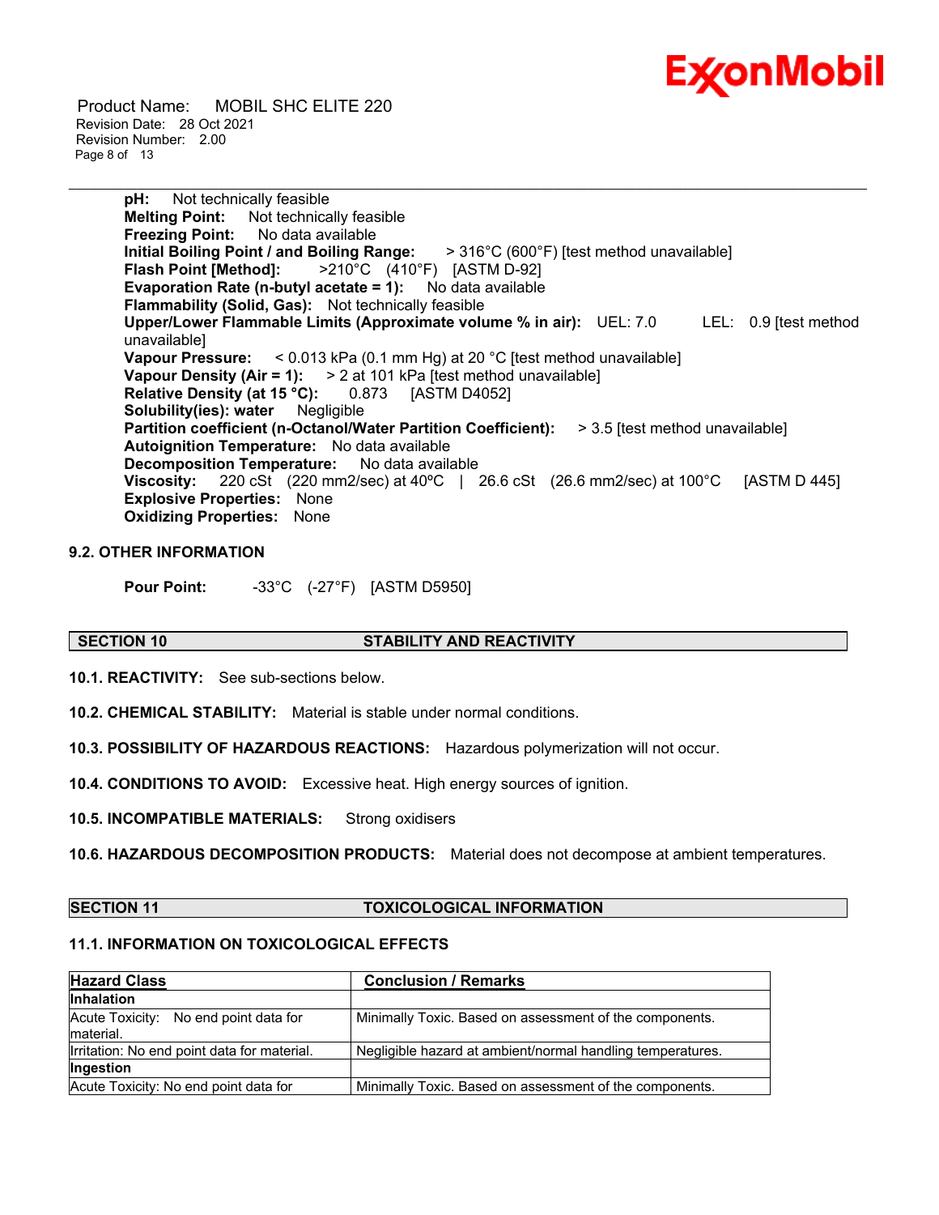**pH:** Not technically feasible
**Melting Point:** Not technically feasible
**Freezing Point:** No data available
**Initial Boiling Point / and Boiling Range:** > 316°C (600°F) [test method unavailable]
**Flash Point [Method]:** >210°C (410°F) [ASTM D-92]
**Evaporation Rate (n-butyl acetate = 1):** No data available
**Flammability (Solid, Gas):** Not technically feasible
**Upper/Lower Flammable Limits (Approximate volume % in air):** UEL: 7.0 LEL: 0.9 [test method unavailable]
**Vapour Pressure:** < 0.013 kPa (0.1 mm Hg) at 20 °C [test method unavailable]
**Vapour Density (Air = 1):** > 2 at 101 kPa [test method unavailable]
**Relative Density (at 15 °C):** 0.873 [ASTM D4052]
**Solubility(ies): water** Negligible
**Partition coefficient (n-Octanol/Water Partition Coefficient):** > 3.5 [test method unavailable]
**Autoignition Temperature:** No data available
**Decomposition Temperature:** No data available
**Viscosity:** 220 cSt (220 mm2/sec) at 40ºC | 26.6 cSt (26.6 mm2/sec) at 100°C [ASTM D 445]
**Explosive Properties:** None
**Oxidizing Properties:** None

### 9.2. OTHER INFORMATION

**Pour Point:** -33°C (-27°F) [ASTM D5950]

## SECTION 10 STABILITY AND REACTIVITY

**10.1. REACTIVITY:** See sub-sections below.

**10.2. CHEMICAL STABILITY:** Material is stable under normal conditions.

**10.3. POSSIBILITY OF HAZARDOUS REACTIONS:** Hazardous polymerization will not occur.

**10.4. CONDITIONS TO AVOID:** Excessive heat. High energy sources of ignition.

**10.5. INCOMPATIBLE MATERIALS:** Strong oxidisers

**10.6. HAZARDOUS DECOMPOSITION PRODUCTS:** Material does not decompose at ambient temperatures.

## SECTION 11 TOXICOLOGICAL INFORMATION

### 11.1. INFORMATION ON TOXICOLOGICAL EFFECTS

| Hazard Class | Conclusion / Remarks |
|---|---|
| **Inhalation** | |
| Acute Toxicity: No end point data for material. | Minimally Toxic. Based on assessment of the components. |
| Irritation: No end point data for material. | Negligible hazard at ambient/normal handling temperatures. |
| **Ingestion** | |
| Acute Toxicity: No end point data for | Minimally Toxic. Based on assessment of the components. |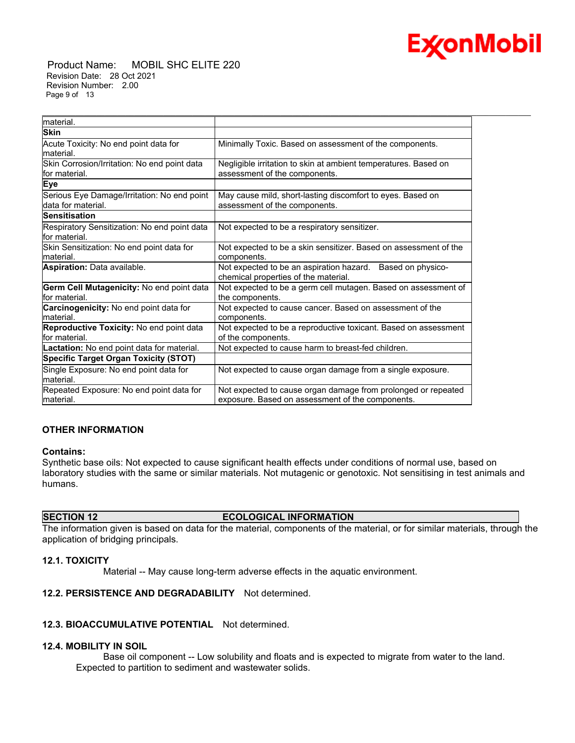| | |
|---|---|
| material. | |
| **Skin** | |
| Acute Toxicity: No end point data for material. | Minimally Toxic. Based on assessment of the components. |
| Skin Corrosion/Irritation: No end point data for material. | Negligible irritation to skin at ambient temperatures. Based on assessment of the components. |
| **Eye** | |
| Serious Eye Damage/Irritation: No end point data for material. | May cause mild, short-lasting discomfort to eyes. Based on assessment of the components. |
| **Sensitisation** | |
| Respiratory Sensitization: No end point data for material. | Not expected to be a respiratory sensitizer. |
| Skin Sensitization: No end point data for material. | Not expected to be a skin sensitizer. Based on assessment of the components. |
| **Aspiration:** Data available. | Not expected to be an aspiration hazard. Based on physico-chemical properties of the material. |
| **Germ Cell Mutagenicity:** No end point data for material. | Not expected to be a germ cell mutagen. Based on assessment of the components. |
| **Carcinogenicity:** No end point data for material. | Not expected to cause cancer. Based on assessment of the components. |
| **Reproductive Toxicity:** No end point data for material. | Not expected to be a reproductive toxicant. Based on assessment of the components. |
| **Lactation:** No end point data for material. | Not expected to cause harm to breast-fed children. |
| **Specific Target Organ Toxicity (STOT)** | |
| Single Exposure: No end point data for material. | Not expected to cause organ damage from a single exposure. |
| Repeated Exposure: No end point data for material. | Not expected to cause organ damage from prolonged or repeated exposure. Based on assessment of the components. |

### OTHER INFORMATION

**Contains:**
Synthetic base oils: Not expected to cause significant health effects under conditions of normal use, based on laboratory studies with the same or similar materials. Not mutagenic or genotoxic. Not sensitising in test animals and humans.

## SECTION 12 ECOLOGICAL INFORMATION

The information given is based on data for the material, components of the material, or for similar materials, through the application of bridging principals.

### 12.1. TOXICITY

Material -- May cause long-term adverse effects in the aquatic environment.

### 12.2. PERSISTENCE AND DEGRADABILITY

Not determined.

### 12.3. BIOACCUMULATIVE POTENTIAL

Not determined.

### 12.4. MOBILITY IN SOIL

Base oil component -- Low solubility and floats and is expected to migrate from water to the land. Expected to partition to sediment and wastewater solids.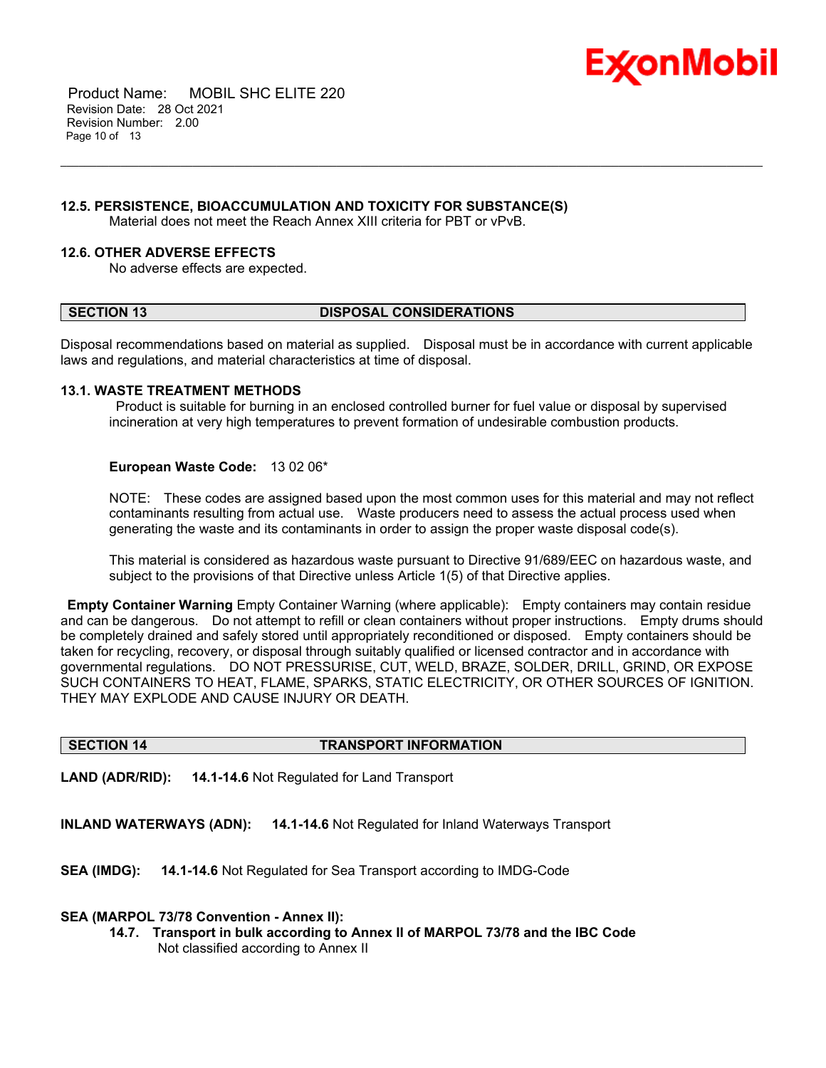### 12.5. PERSISTENCE, BIOACCUMULATION AND TOXICITY FOR SUBSTANCE(S)

Material does not meet the Reach Annex XIII criteria for PBT or vPvB.

### 12.6. OTHER ADVERSE EFFECTS

No adverse effects are expected.

## SECTION 13 DISPOSAL CONSIDERATIONS

Disposal recommendations based on material as supplied. Disposal must be in accordance with current applicable laws and regulations, and material characteristics at time of disposal.

### 13.1. WASTE TREATMENT METHODS

Product is suitable for burning in an enclosed controlled burner for fuel value or disposal by supervised incineration at very high temperatures to prevent formation of undesirable combustion products.

**European Waste Code:** 13 02 06*

NOTE: These codes are assigned based upon the most common uses for this material and may not reflect contaminants resulting from actual use. Waste producers need to assess the actual process used when generating the waste and its contaminants in order to assign the proper waste disposal code(s).

This material is considered as hazardous waste pursuant to Directive 91/689/EEC on hazardous waste, and subject to the provisions of that Directive unless Article 1(5) of that Directive applies.

**Empty Container Warning** Empty Container Warning (where applicable): Empty containers may contain residue and can be dangerous. Do not attempt to refill or clean containers without proper instructions. Empty drums should be completely drained and safely stored until appropriately reconditioned or disposed. Empty containers should be taken for recycling, recovery, or disposal through suitably qualified or licensed contractor and in accordance with governmental regulations. DO NOT PRESSURISE, CUT, WELD, BRAZE, SOLDER, DRILL, GRIND, OR EXPOSE SUCH CONTAINERS TO HEAT, FLAME, SPARKS, STATIC ELECTRICITY, OR OTHER SOURCES OF IGNITION. THEY MAY EXPLODE AND CAUSE INJURY OR DEATH.

## SECTION 14 TRANSPORT INFORMATION

**LAND (ADR/RID):** **14.1-14.6** Not Regulated for Land Transport

**INLAND WATERWAYS (ADN):** **14.1-14.6** Not Regulated for Inland Waterways Transport

**SEA (IMDG):** **14.1-14.6** Not Regulated for Sea Transport according to IMDG-Code

**SEA (MARPOL 73/78 Convention - Annex II):**

**14.7. Transport in bulk according to Annex II of MARPOL 73/78 and the IBC Code**

Not classified according to Annex II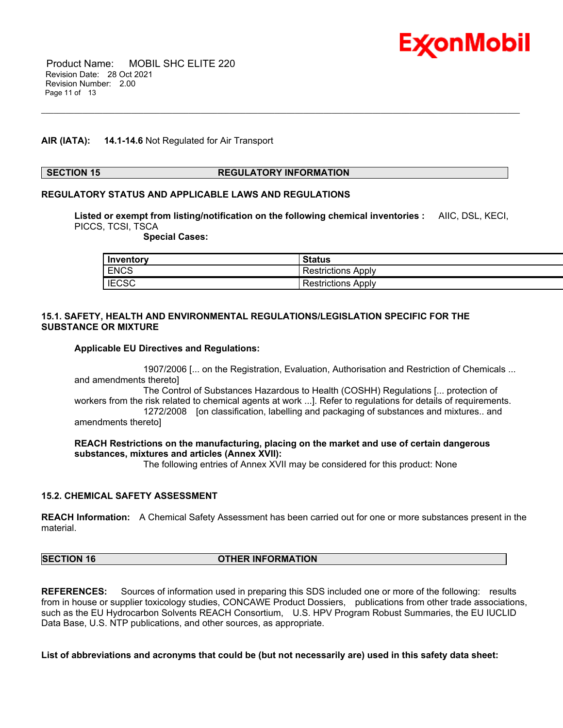**AIR (IATA):** **14.1-14.6** Not Regulated for Air Transport

## SECTION 15 REGULATORY INFORMATION

**REGULATORY STATUS AND APPLICABLE LAWS AND REGULATIONS**

**Listed or exempt from listing/notification on the following chemical inventories :** AIIC, DSL, KECI, PICCS, TCSI, TSCA

**Special Cases:**

| Inventory | Status |
| --- | --- |
| ENCS | Restrictions Apply |
| IECSC | Restrictions Apply |

**15.1. SAFETY, HEALTH AND ENVIRONMENTAL REGULATIONS/LEGISLATION SPECIFIC FOR THE SUBSTANCE OR MIXTURE**

**Applicable EU Directives and Regulations:**

1907/2006 [... on the Registration, Evaluation, Authorisation and Restriction of Chemicals ... and amendments thereto]
The Control of Substances Hazardous to Health (COSHH) Regulations [... protection of workers from the risk related to chemical agents at work ...]. Refer to regulations for details of requirements.
1272/2008 [on classification, labelling and packaging of substances and mixtures.. and amendments thereto]

**REACH Restrictions on the manufacturing, placing on the market and use of certain dangerous substances, mixtures and articles (Annex XVII):**
The following entries of Annex XVII may be considered for this product: None

**15.2. CHEMICAL SAFETY ASSESSMENT**

**REACH Information:** A Chemical Safety Assessment has been carried out for one or more substances present in the material.

## SECTION 16 OTHER INFORMATION

**REFERENCES:** Sources of information used in preparing this SDS included one or more of the following: results from in house or supplier toxicology studies, CONCAWE Product Dossiers, publications from other trade associations, such as the EU Hydrocarbon Solvents REACH Consortium, U.S. HPV Program Robust Summaries, the EU IUCLID Data Base, U.S. NTP publications, and other sources, as appropriate.

**List of abbreviations and acronyms that could be (but not necessarily are) used in this safety data sheet:**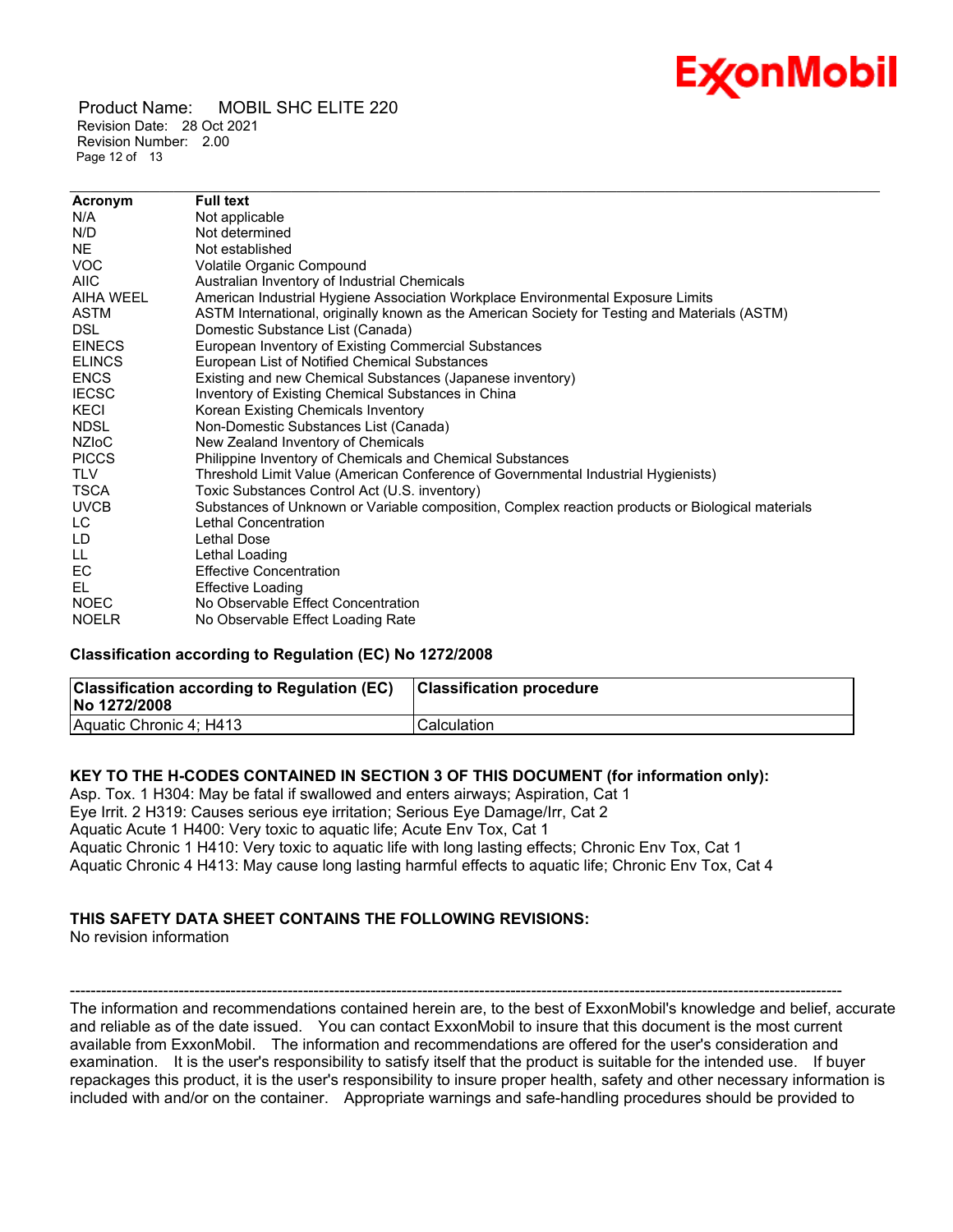| Acronym | Full text |
|---|---|
| N/A | Not applicable |
| N/D | Not determined |
| NE | Not established |
| VOC | Volatile Organic Compound |
| AIIC | Australian Inventory of Industrial Chemicals |
| AIHA WEEL | American Industrial Hygiene Association Workplace Environmental Exposure Limits |
| ASTM | ASTM International, originally known as the American Society for Testing and Materials (ASTM) |
| DSL | Domestic Substance List (Canada) |
| EINECS | European Inventory of Existing Commercial Substances |
| ELINCS | European List of Notified Chemical Substances |
| ENCS | Existing and new Chemical Substances (Japanese inventory) |
| IECSC | Inventory of Existing Chemical Substances in China |
| KECI | Korean Existing Chemicals Inventory |
| NDSL | Non-Domestic Substances List (Canada) |
| NZIoC | New Zealand Inventory of Chemicals |
| PICCS | Philippine Inventory of Chemicals and Chemical Substances |
| TLV | Threshold Limit Value (American Conference of Governmental Industrial Hygienists) |
| TSCA | Toxic Substances Control Act (U.S. inventory) |
| UVCB | Substances of Unknown or Variable composition, Complex reaction products or Biological materials |
| LC | Lethal Concentration |
| LD | Lethal Dose |
| LL | Lethal Loading |
| EC | Effective Concentration |
| EL | Effective Loading |
| NOEC | No Observable Effect Concentration |
| NOELR | No Observable Effect Loading Rate |

**Classification according to Regulation (EC) No 1272/2008**

| Classification according to Regulation (EC) No 1272/2008 | Classification procedure |
|---|---|
| Aquatic Chronic 4; H413 | Calculation |

**KEY TO THE H-CODES CONTAINED IN SECTION 3 OF THIS DOCUMENT (for information only):**

Asp. Tox. 1 H304: May be fatal if swallowed and enters airways; Aspiration, Cat 1
Eye Irrit. 2 H319: Causes serious eye irritation; Serious Eye Damage/Irr, Cat 2
Aquatic Acute 1 H400: Very toxic to aquatic life; Acute Env Tox, Cat 1
Aquatic Chronic 1 H410: Very toxic to aquatic life with long lasting effects; Chronic Env Tox, Cat 1
Aquatic Chronic 4 H413: May cause long lasting harmful effects to aquatic life; Chronic Env Tox, Cat 4

**THIS SAFETY DATA SHEET CONTAINS THE FOLLOWING REVISIONS:**

No revision information

-----------------------------------------------------------------------------------------------------------------------------------------------------

The information and recommendations contained herein are, to the best of ExxonMobil's knowledge and belief, accurate and reliable as of the date issued. You can contact ExxonMobil to insure that this document is the most current available from ExxonMobil. The information and recommendations are offered for the user's consideration and examination. It is the user's responsibility to satisfy itself that the product is suitable for the intended use. If buyer repackages this product, it is the user's responsibility to insure proper health, safety and other necessary information is included with and/or on the container. Appropriate warnings and safe-handling procedures should be provided to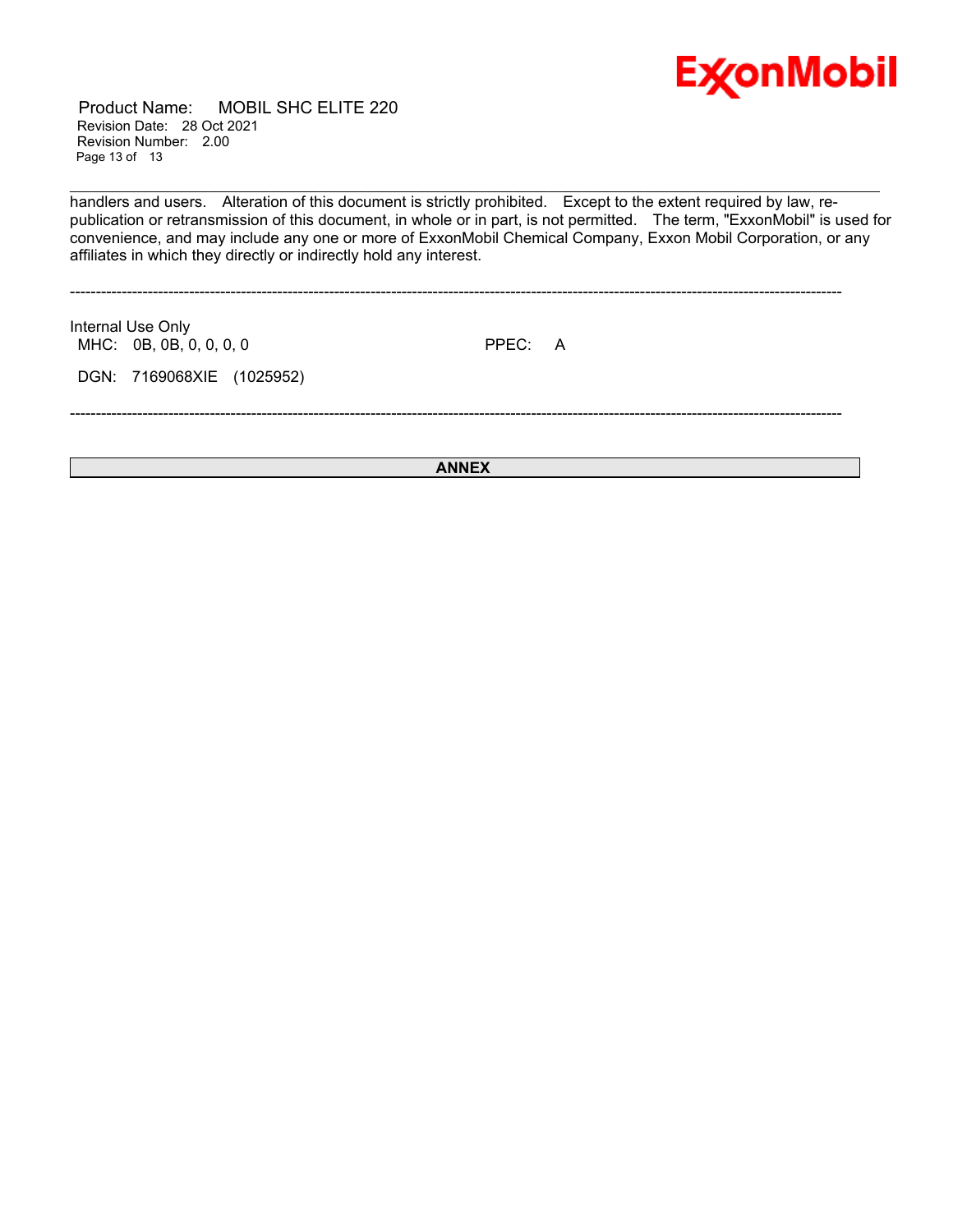handlers and users. Alteration of this document is strictly prohibited. Except to the extent required by law, re-publication or retransmission of this document, in whole or in part, is not permitted. The term, "ExxonMobil" is used for convenience, and may include any one or more of ExxonMobil Chemical Company, Exxon Mobil Corporation, or any affiliates in which they directly or indirectly hold any interest.

-----------------------------------------------------------------------------------------------------------------------------------------------

Internal Use Only
MHC: 0B, 0B, 0, 0, 0, 0 PPEC: A

DGN: 7169068XIE (1025952)

-----------------------------------------------------------------------------------------------------------------------------------------------

**ANNEX**